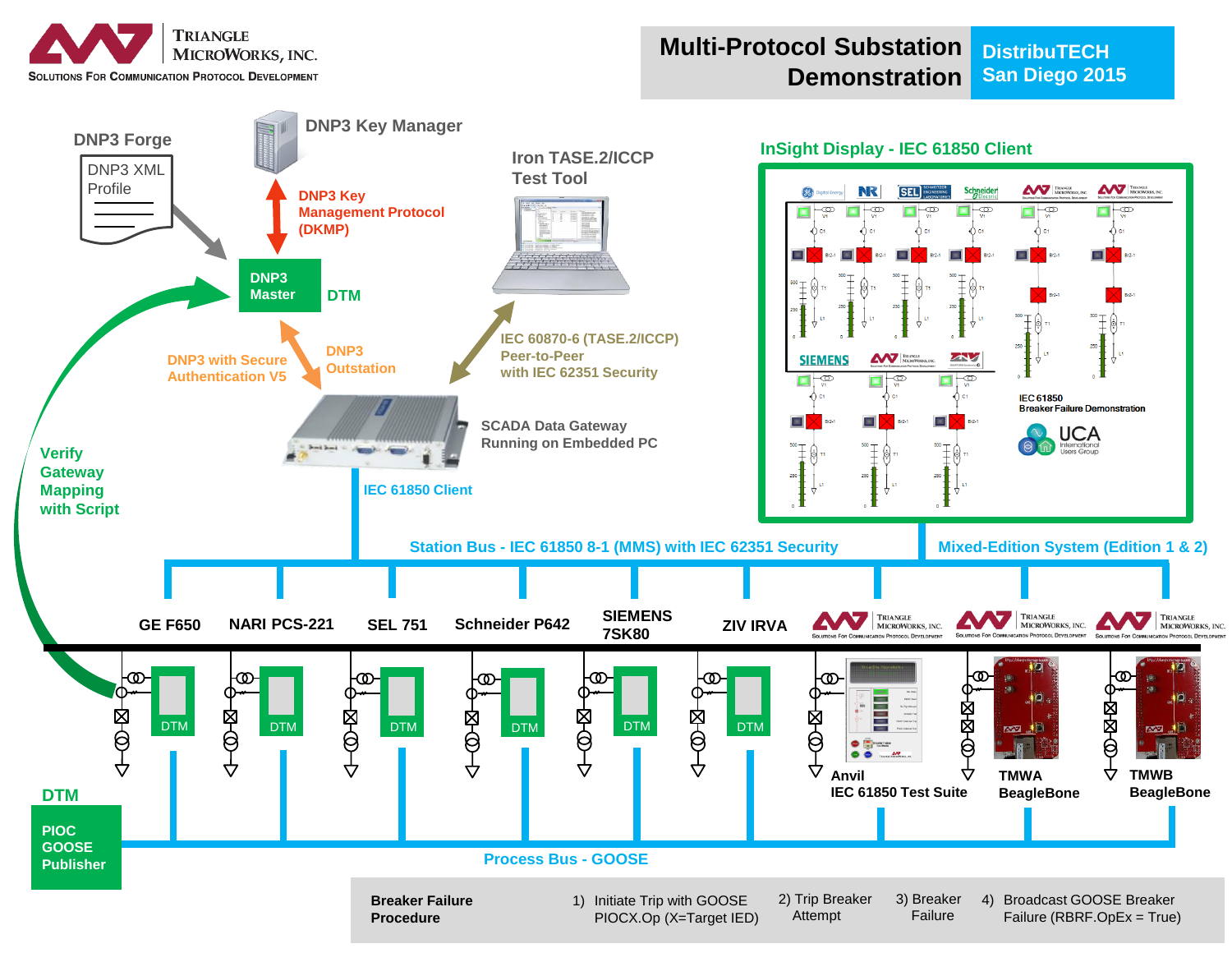Triangle MicroWorks, Inc.
Solutions For Communication Protocol Development

# Multi-Protocol Substation Demonstration

DistribuTECH San Diego 2015

DNP3 Forge

DNP3 XML Profile

DNP3 Key Manager

DNP3 Key Management Protocol (DKMP)

DNP3 Master

DTM

Iron TASE.2/ICCP Test Tool

IEC 60870-6 (TASE.2/ICCP) Peer-to-Peer with IEC 62351 Security

DNP3 with Secure Authentication V5

DNP3 Outstation

SCADA Data Gateway Running on Embedded PC

IEC 61850 Client

Verify Gateway Mapping with Script

InSight Display - IEC 61850 Client

IEC 61850 Breaker Failure Demonstration

UCA International Users Group

Station Bus - IEC 61850 8-1 (MMS) with IEC 62351 Security

Mixed-Edition System (Edition 1 & 2)

GE F650

NARI PCS-221

SEL 751

Schneider P642

SIEMENS 7SK80

ZIV IRVA

Anvil IEC 61850 Test Suite

TMWA BeagleBone

TMWB BeagleBone

DTM

DTM

PIOC GOOSE Publisher

Process Bus - GOOSE

| Breaker Failure Procedure | 1) Initiate Trip with GOOSE PIOCX.Op (X=Target IED) | 2) Trip Breaker Attempt | 3) Breaker Failure | 4) Broadcast GOOSE Breaker Failure (RBRF.OpEx = True) |
|---|---|---|---|---|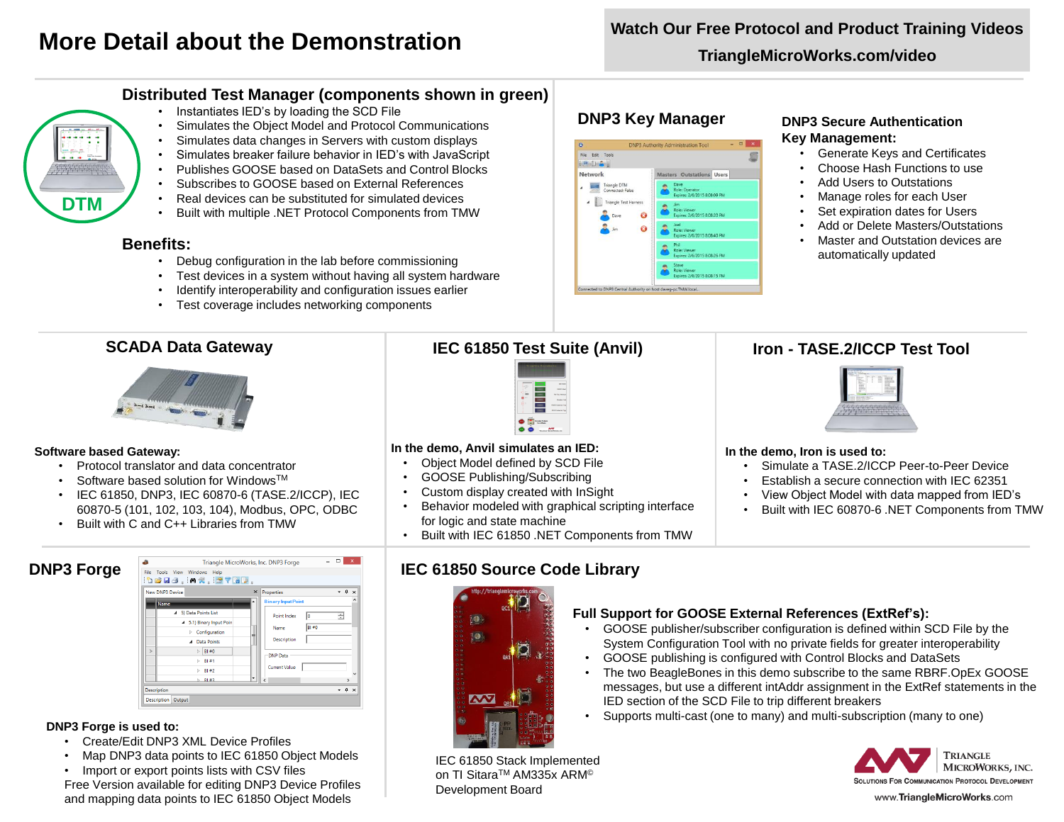# More Detail about the Demonstration

**Watch Our Free Protocol and Product Training Videos**
**TriangleMicroWorks.com/video**

## Distributed Test Manager (components shown in green)

DTM

- Instantiates IED's by loading the SCD File
- Simulates the Object Model and Protocol Communications
- Simulates data changes in Servers with custom displays
- Simulates breaker failure behavior in IED's with JavaScript
- Publishes GOOSE based on DataSets and Control Blocks
- Subscribes to GOOSE based on External References
- Real devices can be substituted for simulated devices
- Built with multiple .NET Protocol Components from TMW

### Benefits:

- Debug configuration in the lab before commissioning
- Test devices in a system without having all system hardware
- Identify interoperability and configuration issues earlier
- Test coverage includes networking components

## DNP3 Key Manager

### DNP3 Secure Authentication Key Management:

- Generate Keys and Certificates
- Choose Hash Functions to use
- Add Users to Outstations
- Manage roles for each User
- Set expiration dates for Users
- Add or Delete Masters/Outstations
- Master and Outstation devices are automatically updated

## SCADA Data Gateway

**Software based Gateway:**

- Protocol translator and data concentrator
- Software based solution for Windows™
- IEC 61850, DNP3, IEC 60870-6 (TASE.2/ICCP), IEC 60870-5 (101, 102, 103, 104), Modbus, OPC, ODBC
- Built with C and C++ Libraries from TMW

## IEC 61850 Test Suite (Anvil)

**In the demo, Anvil simulates an IED:**

- Object Model defined by SCD File
- GOOSE Publishing/Subscribing
- Custom display created with InSight
- Behavior modeled with graphical scripting interface for logic and state machine
- Built with IEC 61850 .NET Components from TMW

## Iron - TASE.2/ICCP Test Tool

**In the demo, Iron is used to:**

- Simulate a TASE.2/ICCP Peer-to-Peer Device
- Establish a secure connection with IEC 62351
- View Object Model with data mapped from IED's
- Built with IEC 60870-6 .NET Components from TMW

## DNP3 Forge

**DNP3 Forge is used to:**

- Create/Edit DNP3 XML Device Profiles
- Map DNP3 data points to IEC 61850 Object Models
- Import or export points lists with CSV files

Free Version available for editing DNP3 Device Profiles and mapping data points to IEC 61850 Object Models

## IEC 61850 Source Code Library

IEC 61850 Stack Implemented on TI Sitara™ AM335x ARM© Development Board

### Full Support for GOOSE External References (ExtRef's):

- GOOSE publisher/subscriber configuration is defined within SCD File by the System Configuration Tool with no private fields for greater interoperability
- GOOSE publishing is configured with Control Blocks and DataSets
- The two BeagleBones in this demo subscribe to the same RBRF.OpEx GOOSE messages, but use a different intAddr assignment in the ExtRef statements in the IED section of the SCD File to trip different breakers
- Supports multi-cast (one to many) and multi-subscription (many to one)

Triangle MicroWorks, Inc.
Solutions For Communication Protocol Development
www.TriangleMicroWorks.com